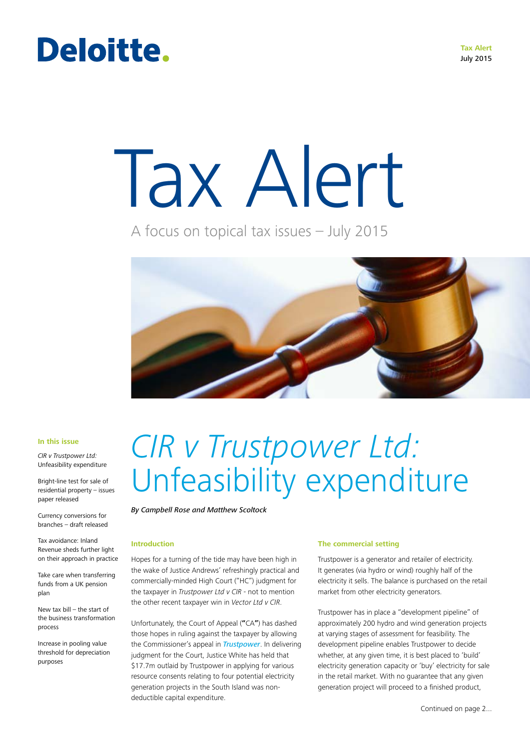Deloitte.

**Tax Alert**
July 2015

# Tax Alert

A focus on topical tax issues – July 2015

**In this issue**

*CIR v Trustpower Ltd:* Unfeasibility expenditure

Bright-line test for sale of residential property – issues paper released

Currency conversions for branches – draft released

Tax avoidance: Inland Revenue sheds further light on their approach in practice

Take care when transferring funds from a UK pension plan

New tax bill – the start of the business transformation process

Increase in pooling value threshold for depreciation purposes

# *CIR v Trustpower Ltd:* Unfeasibility expenditure

***By Campbell Rose and Matthew Scoltock***

### Introduction

Hopes for a turning of the tide may have been high in the wake of Justice Andrews' refreshingly practical and commercially-minded High Court ("HC") judgment for the taxpayer in *Trustpower Ltd v CIR* - not to mention the other recent taxpayer win in *Vector Ltd v CIR*.

Unfortunately, the Court of Appeal (**"**CA**"**) has dashed those hopes in ruling against the taxpayer by allowing the Commissioner's appeal in ***Trustpower***. In delivering judgment for the Court, Justice White has held that $17.7m outlaid by Trustpower in applying for various resource consents relating to four potential electricity generation projects in the South Island was non-deductible capital expenditure.

### The commercial setting

Trustpower is a generator and retailer of electricity. It generates (via hydro or wind) roughly half of the electricity it sells. The balance is purchased on the retail market from other electricity generators.

Trustpower has in place a "development pipeline" of approximately 200 hydro and wind generation projects at varying stages of assessment for feasibility. The development pipeline enables Trustpower to decide whether, at any given time, it is best placed to 'build' electricity generation capacity or 'buy' electricity for sale in the retail market. With no guarantee that any given generation project will proceed to a finished product,

Continued on page 2...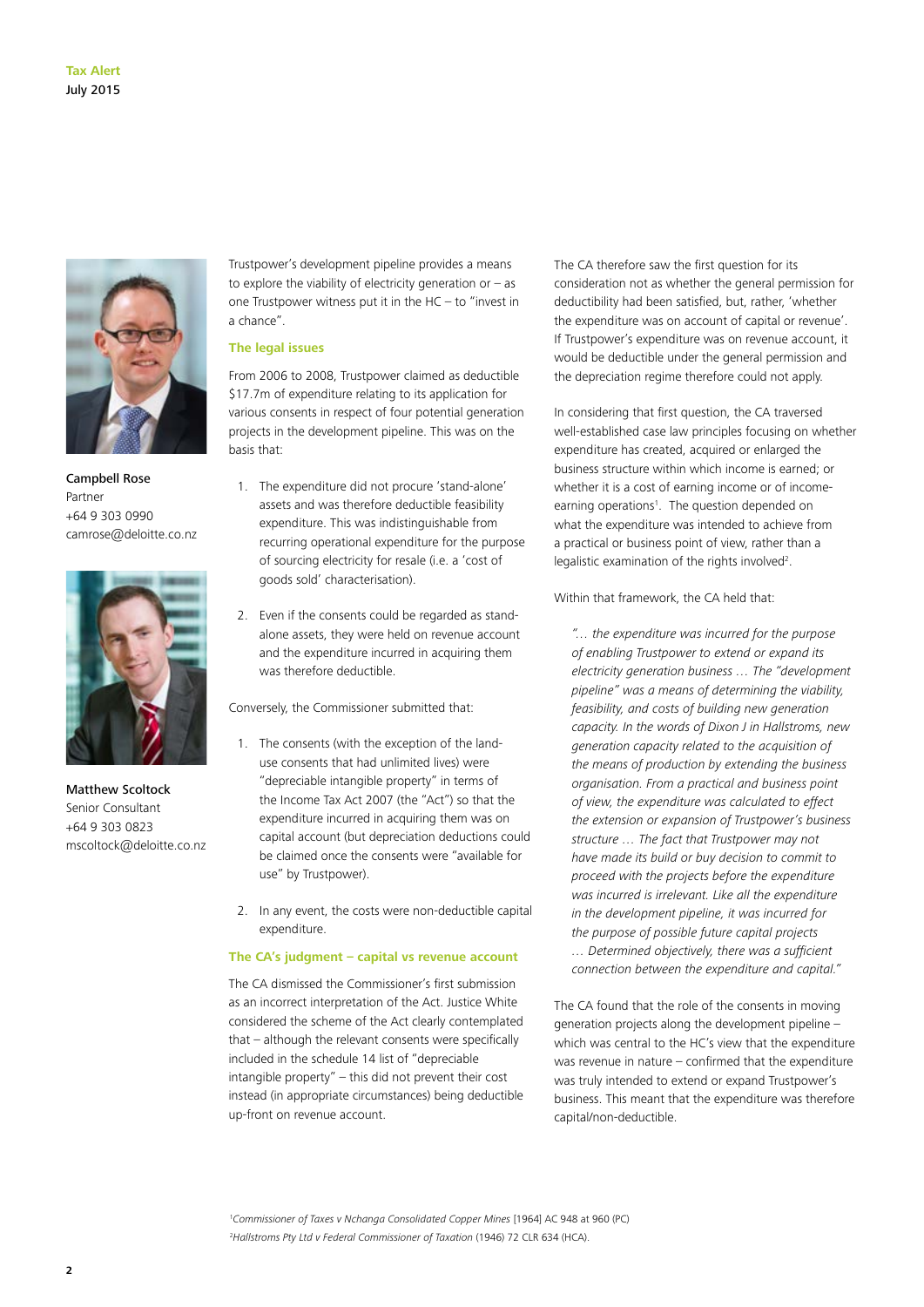Campbell Rose
Partner
+64 9 303 0990
camrose@deloitte.co.nz

Matthew Scoltock
Senior Consultant
+64 9 303 0823
mscoltock@deloitte.co.nz

Trustpower's development pipeline provides a means to explore the viability of electricity generation or – as one Trustpower witness put it in the HC – to "invest in a chance".

### The legal issues

From 2006 to 2008, Trustpower claimed as deductible $17.7m of expenditure relating to its application for various consents in respect of four potential generation projects in the development pipeline. This was on the basis that:

1. The expenditure did not procure 'stand-alone' assets and was therefore deductible feasibility expenditure. This was indistinguishable from recurring operational expenditure for the purpose of sourcing electricity for resale (i.e. a 'cost of goods sold' characterisation).

2. Even if the consents could be regarded as stand-alone assets, they were held on revenue account and the expenditure incurred in acquiring them was therefore deductible.

Conversely, the Commissioner submitted that:

1. The consents (with the exception of the land-use consents that had unlimited lives) were "depreciable intangible property" in terms of the Income Tax Act 2007 (the "Act") so that the expenditure incurred in acquiring them was on capital account (but depreciation deductions could be claimed once the consents were "available for use" by Trustpower).

2. In any event, the costs were non-deductible capital expenditure.

### The CA's judgment – capital vs revenue account

The CA dismissed the Commissioner's first submission as an incorrect interpretation of the Act. Justice White considered the scheme of the Act clearly contemplated that – although the relevant consents were specifically included in the schedule 14 list of "depreciable intangible property" – this did not prevent their cost instead (in appropriate circumstances) being deductible up-front on revenue account.

The CA therefore saw the first question for its consideration not as whether the general permission for deductibility had been satisfied, but, rather, 'whether the expenditure was on account of capital or revenue'. If Trustpower's expenditure was on revenue account, it would be deductible under the general permission and the depreciation regime therefore could not apply.

In considering that first question, the CA traversed well-established case law principles focusing on whether expenditure has created, acquired or enlarged the business structure within which income is earned; or whether it is a cost of earning income or of income-earning operations[1]. The question depended on what the expenditure was intended to achieve from a practical or business point of view, rather than a legalistic examination of the rights involved[2].

Within that framework, the CA held that:

> *"… the expenditure was incurred for the purpose of enabling Trustpower to extend or expand its electricity generation business … The "development pipeline" was a means of determining the viability, feasibility, and costs of building new generation capacity. In the words of Dixon J in Hallstroms, new generation capacity related to the acquisition of the means of production by extending the business organisation. From a practical and business point of view, the expenditure was calculated to effect the extension or expansion of Trustpower's business structure … The fact that Trustpower may not have made its build or buy decision to commit to proceed with the projects before the expenditure was incurred is irrelevant. Like all the expenditure in the development pipeline, it was incurred for the purpose of possible future capital projects … Determined objectively, there was a sufficient connection between the expenditure and capital."*

The CA found that the role of the consents in moving generation projects along the development pipeline – which was central to the HC's view that the expenditure was revenue in nature – confirmed that the expenditure was truly intended to extend or expand Trustpower's business. This meant that the expenditure was therefore capital/non-deductible.

---

[1] *Commissioner of Taxes v Nchanga Consolidated Copper Mines* [1964] AC 948 at 960 (PC)
[2] *Hallstroms Pty Ltd v Federal Commissioner of Taxation* (1946) 72 CLR 634 (HCA).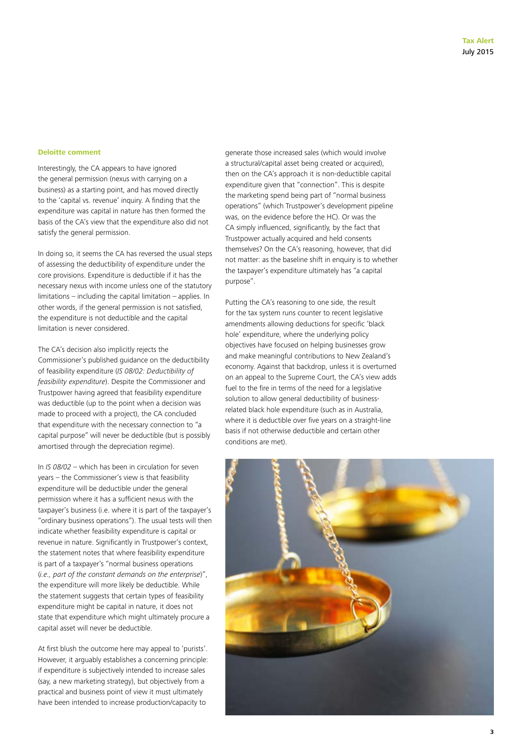**Deloitte comment**

Interestingly, the CA appears to have ignored the general permission (nexus with carrying on a business) as a starting point, and has moved directly to the 'capital vs. revenue' inquiry. A finding that the expenditure was capital in nature has then formed the basis of the CA's view that the expenditure also did not satisfy the general permission.

In doing so, it seems the CA has reversed the usual steps of assessing the deductibility of expenditure under the core provisions. Expenditure is deductible if it has the necessary nexus with income unless one of the statutory limitations – including the capital limitation – applies. In other words, if the general permission is not satisfied, the expenditure is not deductible and the capital limitation is never considered.

The CA's decision also implicitly rejects the Commissioner's published guidance on the deductibility of feasibility expenditure (*IS 08/02: Deductibility of feasibility expenditure*). Despite the Commissioner and Trustpower having agreed that feasibility expenditure was deductible (up to the point when a decision was made to proceed with a project), the CA concluded that expenditure with the necessary connection to "a capital purpose" will never be deductible (but is possibly amortised through the depreciation regime).

In *IS 08/02* – which has been in circulation for seven years – the Commissioner's view is that feasibility expenditure will be deductible under the general permission where it has a sufficient nexus with the taxpayer's business (i.e. where it is part of the taxpayer's "ordinary business operations"). The usual tests will then indicate whether feasibility expenditure is capital or revenue in nature. Significantly in Trustpower's context, the statement notes that where feasibility expenditure is part of a taxpayer's "normal business operations (*i.e., part of the constant demands on the enterprise*)", the expenditure will more likely be deductible. While the statement suggests that certain types of feasibility expenditure might be capital in nature, it does not state that expenditure which might ultimately procure a capital asset will never be deductible.

At first blush the outcome here may appeal to 'purists'. However, it arguably establishes a concerning principle: if expenditure is subjectively intended to increase sales (say, a new marketing strategy), but objectively from a practical and business point of view it must ultimately have been intended to increase production/capacity to generate those increased sales (which would involve a structural/capital asset being created or acquired), then on the CA's approach it is non-deductible capital expenditure given that "connection". This is despite the marketing spend being part of "normal business operations" (which Trustpower's development pipeline was, on the evidence before the HC). Or was the CA simply influenced, significantly, by the fact that Trustpower actually acquired and held consents themselves? On the CA's reasoning, however, that did not matter: as the baseline shift in enquiry is to whether the taxpayer's expenditure ultimately has "a capital purpose".

Putting the CA's reasoning to one side, the result for the tax system runs counter to recent legislative amendments allowing deductions for specific 'black hole' expenditure, where the underlying policy objectives have focused on helping businesses grow and make meaningful contributions to New Zealand's economy. Against that backdrop, unless it is overturned on an appeal to the Supreme Court, the CA's view adds fuel to the fire in terms of the need for a legislative solution to allow general deductibility of business-related black hole expenditure (such as in Australia, where it is deductible over five years on a straight-line basis if not otherwise deductible and certain other conditions are met).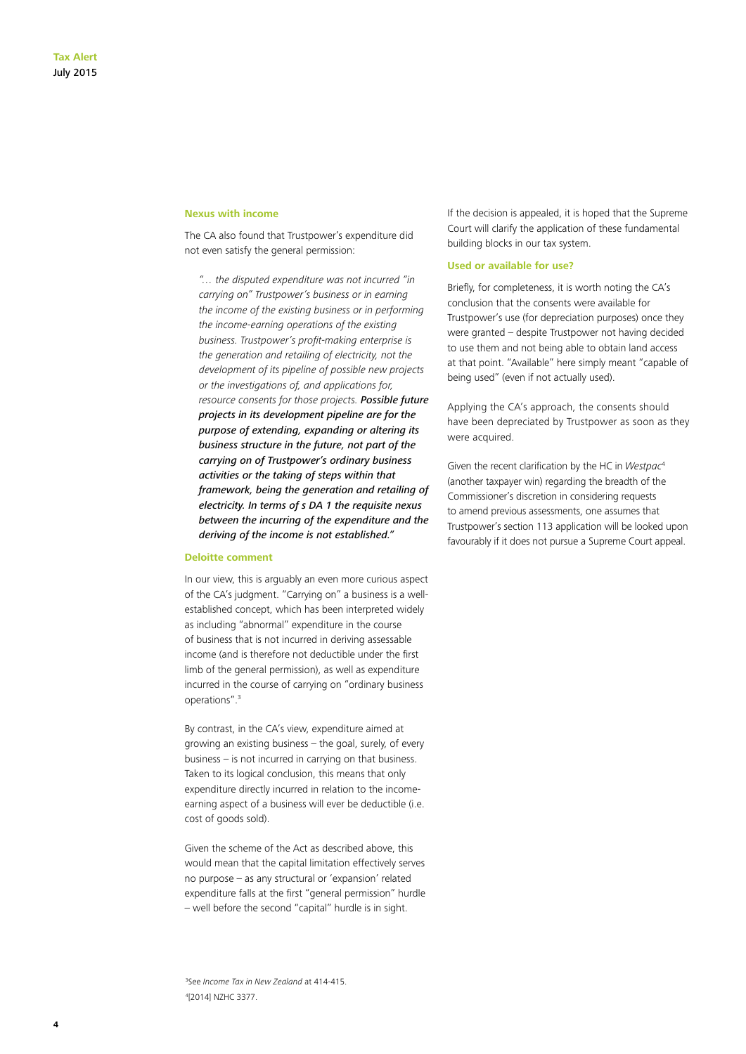### Nexus with income

The CA also found that Trustpower's expenditure did not even satisfy the general permission:

> *"… the disputed expenditure was not incurred "in carrying on" Trustpower's business or in earning the income of the existing business or in performing the income-earning operations of the existing business. Trustpower's profit-making enterprise is the generation and retailing of electricity, not the development of its pipeline of possible new projects or the investigations of, and applications for, resource consents for those projects.* ***Possible future projects in its development pipeline are for the purpose of extending, expanding or altering its business structure in the future, not part of the carrying on of Trustpower's ordinary business activities or the taking of steps within that framework, being the generation and retailing of electricity. In terms of s DA 1 the requisite nexus between the incurring of the expenditure and the deriving of the income is not established."***

### Deloitte comment

In our view, this is arguably an even more curious aspect of the CA's judgment. "Carrying on" a business is a well-established concept, which has been interpreted widely as including "abnormal" expenditure in the course of business that is not incurred in deriving assessable income (and is therefore not deductible under the first limb of the general permission), as well as expenditure incurred in the course of carrying on "ordinary business operations".[3]

By contrast, in the CA's view, expenditure aimed at growing an existing business – the goal, surely, of every business – is not incurred in carrying on that business. Taken to its logical conclusion, this means that only expenditure directly incurred in relation to the income-earning aspect of a business will ever be deductible (i.e. cost of goods sold).

Given the scheme of the Act as described above, this would mean that the capital limitation effectively serves no purpose – as any structural or 'expansion' related expenditure falls at the first "general permission" hurdle – well before the second "capital" hurdle is in sight.

If the decision is appealed, it is hoped that the Supreme Court will clarify the application of these fundamental building blocks in our tax system.

### Used or available for use?

Briefly, for completeness, it is worth noting the CA's conclusion that the consents were available for Trustpower's use (for depreciation purposes) once they were granted – despite Trustpower not having decided to use them and not being able to obtain land access at that point. "Available" here simply meant "capable of being used" (even if not actually used).

Applying the CA's approach, the consents should have been depreciated by Trustpower as soon as they were acquired.

Given the recent clarification by the HC in *Westpac*[4] (another taxpayer win) regarding the breadth of the Commissioner's discretion in considering requests to amend previous assessments, one assumes that Trustpower's section 113 application will be looked upon favourably if it does not pursue a Supreme Court appeal.

---

[3] See *Income Tax in New Zealand* at 414-415.

[4] [2014] NZHC 3377.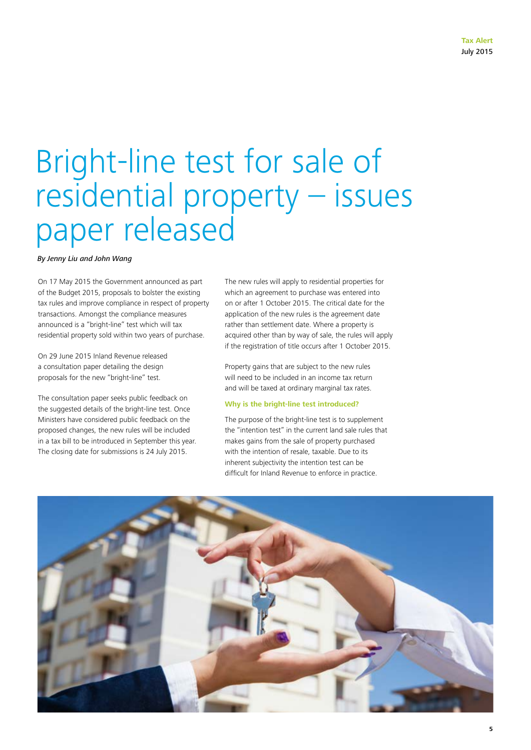# Bright-line test for sale of residential property – issues paper released

*By Jenny Liu and John Wang*

On 17 May 2015 the Government announced as part of the Budget 2015, proposals to bolster the existing tax rules and improve compliance in respect of property transactions. Amongst the compliance measures announced is a "bright-line" test which will tax residential property sold within two years of purchase.

On 29 June 2015 Inland Revenue released a consultation paper detailing the design proposals for the new "bright-line" test.

The consultation paper seeks public feedback on the suggested details of the bright-line test. Once Ministers have considered public feedback on the proposed changes, the new rules will be included in a tax bill to be introduced in September this year. The closing date for submissions is 24 July 2015.

The new rules will apply to residential properties for which an agreement to purchase was entered into on or after 1 October 2015. The critical date for the application of the new rules is the agreement date rather than settlement date. Where a property is acquired other than by way of sale, the rules will apply if the registration of title occurs after 1 October 2015.

Property gains that are subject to the new rules will need to be included in an income tax return and will be taxed at ordinary marginal tax rates.

### Why is the bright-line test introduced?

The purpose of the bright-line test is to supplement the "intention test" in the current land sale rules that makes gains from the sale of property purchased with the intention of resale, taxable. Due to its inherent subjectivity the intention test can be difficult for Inland Revenue to enforce in practice.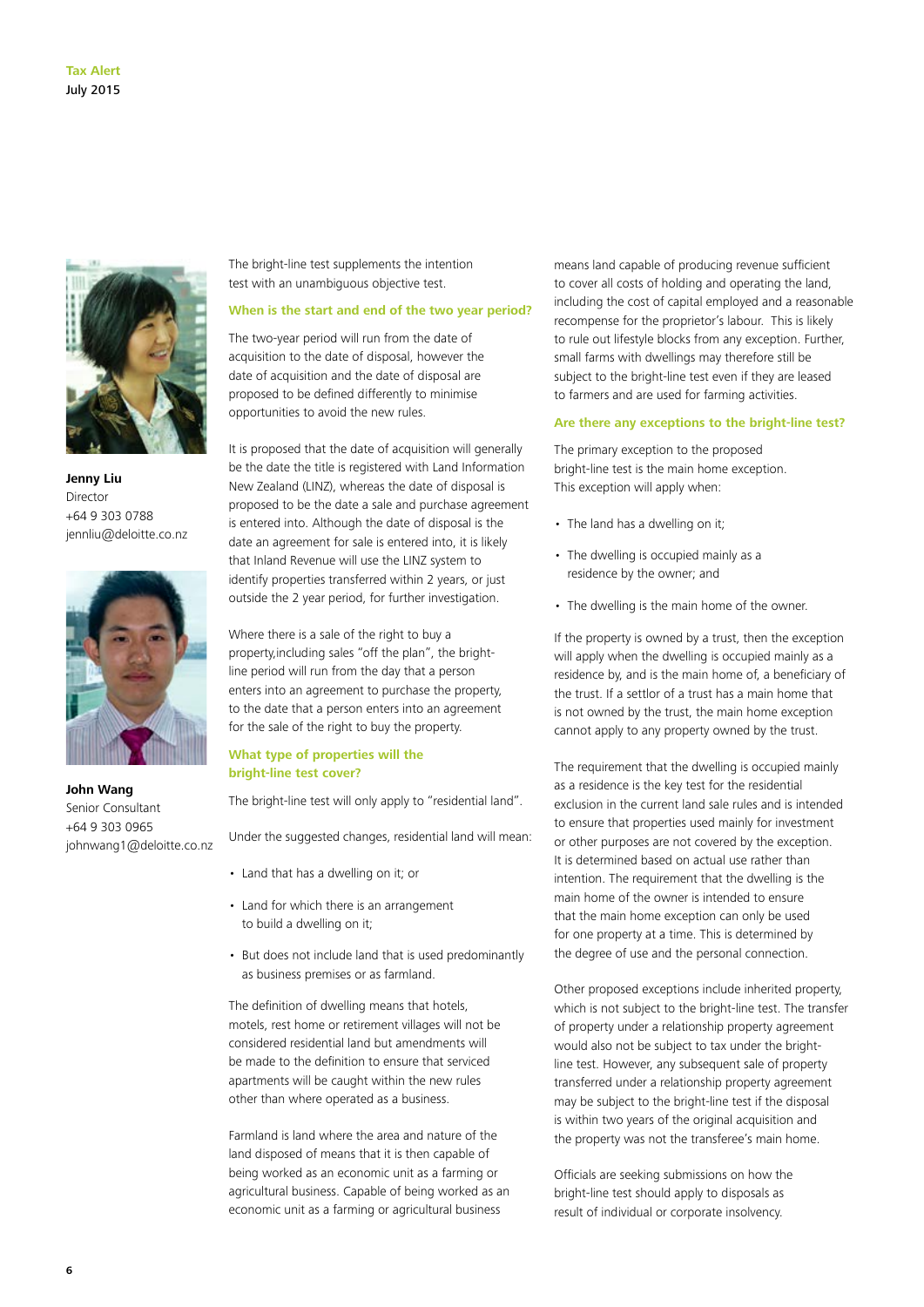Jenny Liu
Director
+64 9 303 0788
jennliu@deloitte.co.nz

John Wang
Senior Consultant
+64 9 303 0965
johnwang1@deloitte.co.nz

The bright-line test supplements the intention test with an unambiguous objective test.

### When is the start and end of the two year period?

The two-year period will run from the date of acquisition to the date of disposal, however the date of acquisition and the date of disposal are proposed to be defined differently to minimise opportunities to avoid the new rules.

It is proposed that the date of acquisition will generally be the date the title is registered with Land Information New Zealand (LINZ), whereas the date of disposal is proposed to be the date a sale and purchase agreement is entered into. Although the date of disposal is the date an agreement for sale is entered into, it is likely that Inland Revenue will use the LINZ system to identify properties transferred within 2 years, or just outside the 2 year period, for further investigation.

Where there is a sale of the right to buy a property,including sales "off the plan", the bright-line period will run from the day that a person enters into an agreement to purchase the property, to the date that a person enters into an agreement for the sale of the right to buy the property.

### What type of properties will the bright-line test cover?

The bright-line test will only apply to "residential land".

Under the suggested changes, residential land will mean:

- Land that has a dwelling on it; or
- Land for which there is an arrangement to build a dwelling on it;
- But does not include land that is used predominantly as business premises or as farmland.

The definition of dwelling means that hotels, motels, rest home or retirement villages will not be considered residential land but amendments will be made to the definition to ensure that serviced apartments will be caught within the new rules other than where operated as a business.

Farmland is land where the area and nature of the land disposed of means that it is then capable of being worked as an economic unit as a farming or agricultural business. Capable of being worked as an economic unit as a farming or agricultural business means land capable of producing revenue sufficient to cover all costs of holding and operating the land, including the cost of capital employed and a reasonable recompense for the proprietor's labour. This is likely to rule out lifestyle blocks from any exception. Further, small farms with dwellings may therefore still be subject to the bright-line test even if they are leased to farmers and are used for farming activities.

### Are there any exceptions to the bright-line test?

The primary exception to the proposed bright-line test is the main home exception. This exception will apply when:

- The land has a dwelling on it;
- The dwelling is occupied mainly as a residence by the owner; and
- The dwelling is the main home of the owner.

If the property is owned by a trust, then the exception will apply when the dwelling is occupied mainly as a residence by, and is the main home of, a beneficiary of the trust. If a settlor of a trust has a main home that is not owned by the trust, the main home exception cannot apply to any property owned by the trust.

The requirement that the dwelling is occupied mainly as a residence is the key test for the residential exclusion in the current land sale rules and is intended to ensure that properties used mainly for investment or other purposes are not covered by the exception. It is determined based on actual use rather than intention. The requirement that the dwelling is the main home of the owner is intended to ensure that the main home exception can only be used for one property at a time. This is determined by the degree of use and the personal connection.

Other proposed exceptions include inherited property, which is not subject to the bright-line test. The transfer of property under a relationship property agreement would also not be subject to tax under the bright-line test. However, any subsequent sale of property transferred under a relationship property agreement may be subject to the bright-line test if the disposal is within two years of the original acquisition and the property was not the transferee's main home.

Officials are seeking submissions on how the bright-line test should apply to disposals as result of individual or corporate insolvency.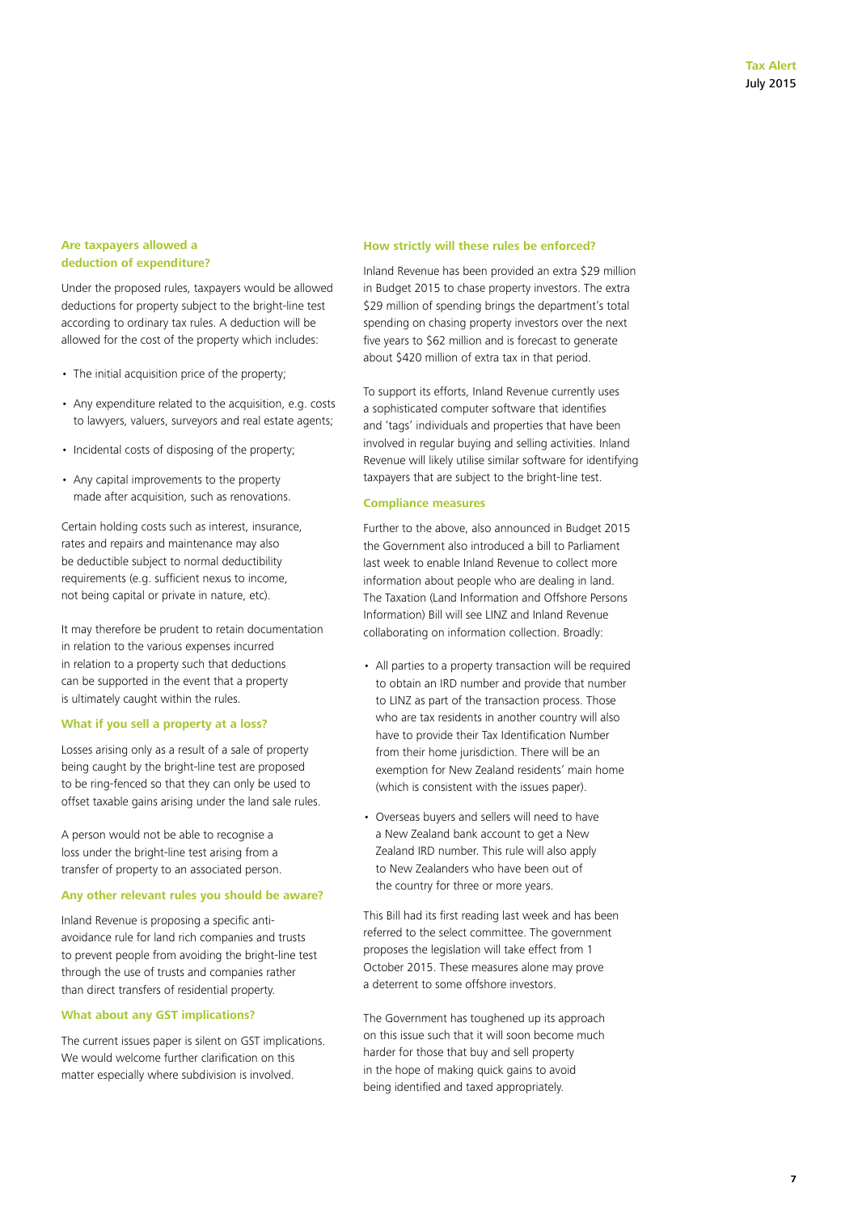### Are taxpayers allowed a deduction of expenditure?

Under the proposed rules, taxpayers would be allowed deductions for property subject to the bright-line test according to ordinary tax rules. A deduction will be allowed for the cost of the property which includes:

- The initial acquisition price of the property;
- Any expenditure related to the acquisition, e.g. costs to lawyers, valuers, surveyors and real estate agents;
- Incidental costs of disposing of the property;
- Any capital improvements to the property made after acquisition, such as renovations.

Certain holding costs such as interest, insurance, rates and repairs and maintenance may also be deductible subject to normal deductibility requirements (e.g. sufficient nexus to income, not being capital or private in nature, etc).

It may therefore be prudent to retain documentation in relation to the various expenses incurred in relation to a property such that deductions can be supported in the event that a property is ultimately caught within the rules.

### What if you sell a property at a loss?

Losses arising only as a result of a sale of property being caught by the bright-line test are proposed to be ring-fenced so that they can only be used to offset taxable gains arising under the land sale rules.

A person would not be able to recognise a loss under the bright-line test arising from a transfer of property to an associated person.

### Any other relevant rules you should be aware?

Inland Revenue is proposing a specific anti-avoidance rule for land rich companies and trusts to prevent people from avoiding the bright-line test through the use of trusts and companies rather than direct transfers of residential property.

### What about any GST implications?

The current issues paper is silent on GST implications. We would welcome further clarification on this matter especially where subdivision is involved.

### How strictly will these rules be enforced?

Inland Revenue has been provided an extra $29 million in Budget 2015 to chase property investors. The extra $29 million of spending brings the department's total spending on chasing property investors over the next five years to $62 million and is forecast to generate about $420 million of extra tax in that period.

To support its efforts, Inland Revenue currently uses a sophisticated computer software that identifies and 'tags' individuals and properties that have been involved in regular buying and selling activities. Inland Revenue will likely utilise similar software for identifying taxpayers that are subject to the bright-line test.

### Compliance measures

Further to the above, also announced in Budget 2015 the Government also introduced a bill to Parliament last week to enable Inland Revenue to collect more information about people who are dealing in land. The Taxation (Land Information and Offshore Persons Information) Bill will see LINZ and Inland Revenue collaborating on information collection. Broadly:

- All parties to a property transaction will be required to obtain an IRD number and provide that number to LINZ as part of the transaction process. Those who are tax residents in another country will also have to provide their Tax Identification Number from their home jurisdiction. There will be an exemption for New Zealand residents' main home (which is consistent with the issues paper).
- Overseas buyers and sellers will need to have a New Zealand bank account to get a New Zealand IRD number. This rule will also apply to New Zealanders who have been out of the country for three or more years.

This Bill had its first reading last week and has been referred to the select committee. The government proposes the legislation will take effect from 1 October 2015. These measures alone may prove a deterrent to some offshore investors.

The Government has toughened up its approach on this issue such that it will soon become much harder for those that buy and sell property in the hope of making quick gains to avoid being identified and taxed appropriately.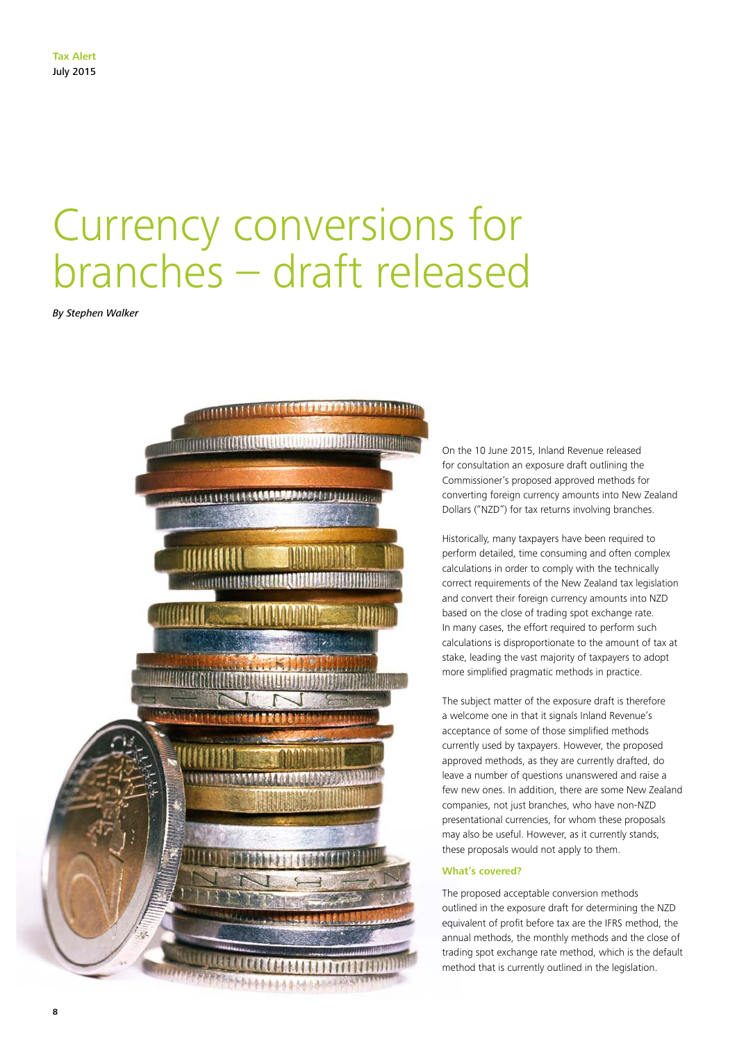Tax Alert
July 2015

# Currency conversions for branches – draft released

*By Stephen Walker*

On the 10 June 2015, Inland Revenue released for consultation an exposure draft outlining the Commissioner's proposed approved methods for converting foreign currency amounts into New Zealand Dollars ("NZD") for tax returns involving branches.

Historically, many taxpayers have been required to perform detailed, time consuming and often complex calculations in order to comply with the technically correct requirements of the New Zealand tax legislation and convert their foreign currency amounts into NZD based on the close of trading spot exchange rate. In many cases, the effort required to perform such calculations is disproportionate to the amount of tax at stake, leading the vast majority of taxpayers to adopt more simplified pragmatic methods in practice.

The subject matter of the exposure draft is therefore a welcome one in that it signals Inland Revenue's acceptance of some of those simplified methods currently used by taxpayers. However, the proposed approved methods, as they are currently drafted, do leave a number of questions unanswered and raise a few new ones. In addition, there are some New Zealand companies, not just branches, who have non-NZD presentational currencies, for whom these proposals may also be useful. However, as it currently stands, these proposals would not apply to them.

### What's covered?

The proposed acceptable conversion methods outlined in the exposure draft for determining the NZD equivalent of profit before tax are the IFRS method, the annual methods, the monthly methods and the close of trading spot exchange rate method, which is the default method that is currently outlined in the legislation.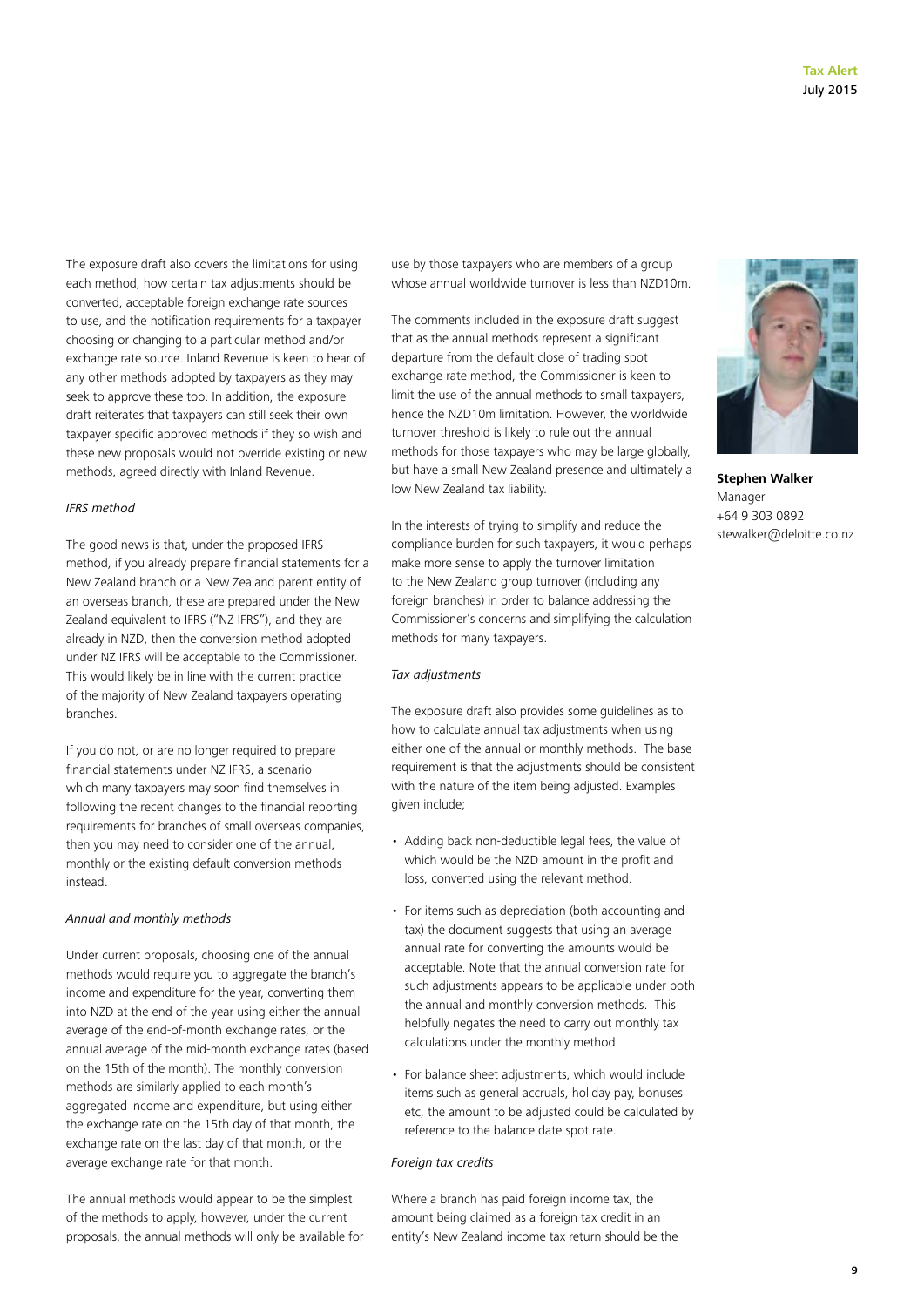The exposure draft also covers the limitations for using each method, how certain tax adjustments should be converted, acceptable foreign exchange rate sources to use, and the notification requirements for a taxpayer choosing or changing to a particular method and/or exchange rate source. Inland Revenue is keen to hear of any other methods adopted by taxpayers as they may seek to approve these too. In addition, the exposure draft reiterates that taxpayers can still seek their own taxpayer specific approved methods if they so wish and these new proposals would not override existing or new methods, agreed directly with Inland Revenue.

*IFRS method*

The good news is that, under the proposed IFRS method, if you already prepare financial statements for a New Zealand branch or a New Zealand parent entity of an overseas branch, these are prepared under the New Zealand equivalent to IFRS ("NZ IFRS"), and they are already in NZD, then the conversion method adopted under NZ IFRS will be acceptable to the Commissioner. This would likely be in line with the current practice of the majority of New Zealand taxpayers operating branches.

If you do not, or are no longer required to prepare financial statements under NZ IFRS, a scenario which many taxpayers may soon find themselves in following the recent changes to the financial reporting requirements for branches of small overseas companies, then you may need to consider one of the annual, monthly or the existing default conversion methods instead.

*Annual and monthly methods*

Under current proposals, choosing one of the annual methods would require you to aggregate the branch's income and expenditure for the year, converting them into NZD at the end of the year using either the annual average of the end-of-month exchange rates, or the annual average of the mid-month exchange rates (based on the 15th of the month). The monthly conversion methods are similarly applied to each month's aggregated income and expenditure, but using either the exchange rate on the 15th day of that month, the exchange rate on the last day of that month, or the average exchange rate for that month.

The annual methods would appear to be the simplest of the methods to apply, however, under the current proposals, the annual methods will only be available for use by those taxpayers who are members of a group whose annual worldwide turnover is less than NZD10m.

The comments included in the exposure draft suggest that as the annual methods represent a significant departure from the default close of trading spot exchange rate method, the Commissioner is keen to limit the use of the annual methods to small taxpayers, hence the NZD10m limitation. However, the worldwide turnover threshold is likely to rule out the annual methods for those taxpayers who may be large globally, but have a small New Zealand presence and ultimately a low New Zealand tax liability.

In the interests of trying to simplify and reduce the compliance burden for such taxpayers, it would perhaps make more sense to apply the turnover limitation to the New Zealand group turnover (including any foreign branches) in order to balance addressing the Commissioner's concerns and simplifying the calculation methods for many taxpayers.

*Tax adjustments*

The exposure draft also provides some guidelines as to how to calculate annual tax adjustments when using either one of the annual or monthly methods. The base requirement is that the adjustments should be consistent with the nature of the item being adjusted. Examples given include;

- Adding back non-deductible legal fees, the value of which would be the NZD amount in the profit and loss, converted using the relevant method.
- For items such as depreciation (both accounting and tax) the document suggests that using an average annual rate for converting the amounts would be acceptable. Note that the annual conversion rate for such adjustments appears to be applicable under both the annual and monthly conversion methods. This helpfully negates the need to carry out monthly tax calculations under the monthly method.
- For balance sheet adjustments, which would include items such as general accruals, holiday pay, bonuses etc, the amount to be adjusted could be calculated by reference to the balance date spot rate.

*Foreign tax credits*

Where a branch has paid foreign income tax, the amount being claimed as a foreign tax credit in an entity's New Zealand income tax return should be the

**Stephen Walker**
Manager
+64 9 303 0892
stewalker@deloitte.co.nz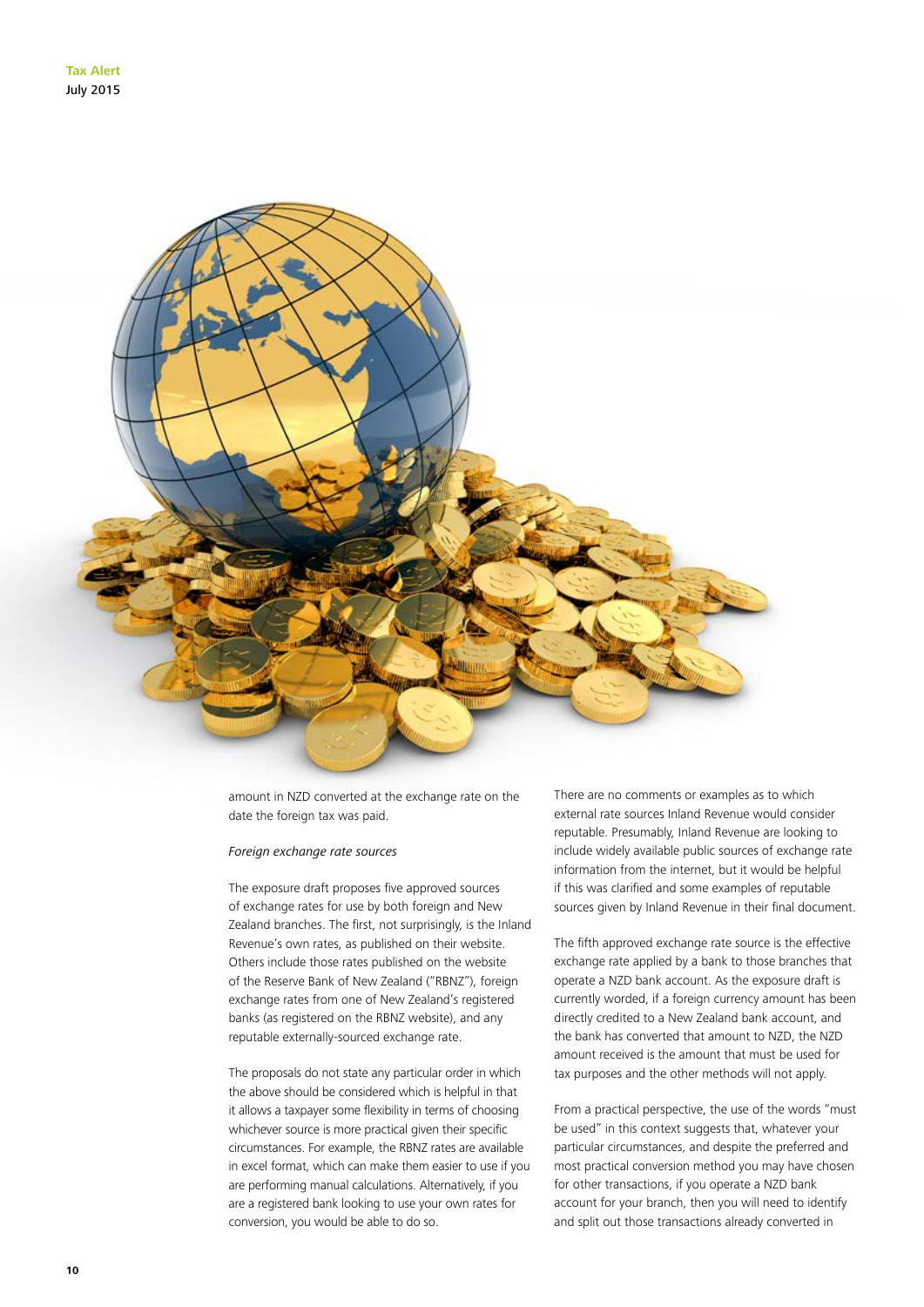amount in NZD converted at the exchange rate on the date the foreign tax was paid.

*Foreign exchange rate sources*

The exposure draft proposes five approved sources of exchange rates for use by both foreign and New Zealand branches. The first, not surprisingly, is the Inland Revenue's own rates, as published on their website. Others include those rates published on the website of the Reserve Bank of New Zealand ("RBNZ"), foreign exchange rates from one of New Zealand's registered banks (as registered on the RBNZ website), and any reputable externally-sourced exchange rate.

The proposals do not state any particular order in which the above should be considered which is helpful in that it allows a taxpayer some flexibility in terms of choosing whichever source is more practical given their specific circumstances. For example, the RBNZ rates are available in excel format, which can make them easier to use if you are performing manual calculations. Alternatively, if you are a registered bank looking to use your own rates for conversion, you would be able to do so.

There are no comments or examples as to which external rate sources Inland Revenue would consider reputable. Presumably, Inland Revenue are looking to include widely available public sources of exchange rate information from the internet, but it would be helpful if this was clarified and some examples of reputable sources given by Inland Revenue in their final document.

The fifth approved exchange rate source is the effective exchange rate applied by a bank to those branches that operate a NZD bank account. As the exposure draft is currently worded, if a foreign currency amount has been directly credited to a New Zealand bank account, and the bank has converted that amount to NZD, the NZD amount received is the amount that must be used for tax purposes and the other methods will not apply.

From a practical perspective, the use of the words "must be used" in this context suggests that, whatever your particular circumstances, and despite the preferred and most practical conversion method you may have chosen for other transactions, if you operate a NZD bank account for your branch, then you will need to identify and split out those transactions already converted in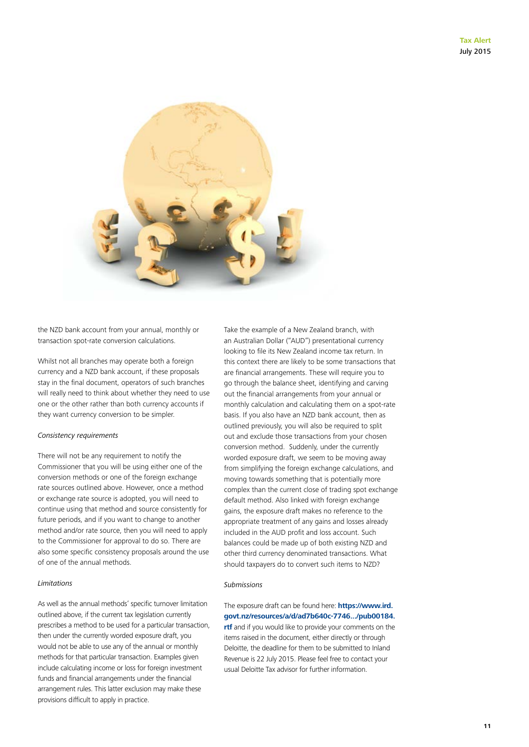the NZD bank account from your annual, monthly or transaction spot-rate conversion calculations.

Whilst not all branches may operate both a foreign currency and a NZD bank account, if these proposals stay in the final document, operators of such branches will really need to think about whether they need to use one or the other rather than both currency accounts if they want currency conversion to be simpler.

*Consistency requirements*

There will not be any requirement to notify the Commissioner that you will be using either one of the conversion methods or one of the foreign exchange rate sources outlined above. However, once a method or exchange rate source is adopted, you will need to continue using that method and source consistently for future periods, and if you want to change to another method and/or rate source, then you will need to apply to the Commissioner for approval to do so. There are also some specific consistency proposals around the use of one of the annual methods.

*Limitations*

As well as the annual methods' specific turnover limitation outlined above, if the current tax legislation currently prescribes a method to be used for a particular transaction, then under the currently worded exposure draft, you would not be able to use any of the annual or monthly methods for that particular transaction. Examples given include calculating income or loss for foreign investment funds and financial arrangements under the financial arrangement rules. This latter exclusion may make these provisions difficult to apply in practice.

Take the example of a New Zealand branch, with an Australian Dollar ("AUD") presentational currency looking to file its New Zealand income tax return. In this context there are likely to be some transactions that are financial arrangements. These will require you to go through the balance sheet, identifying and carving out the financial arrangements from your annual or monthly calculation and calculating them on a spot-rate basis. If you also have an NZD bank account, then as outlined previously, you will also be required to split out and exclude those transactions from your chosen conversion method. Suddenly, under the currently worded exposure draft, we seem to be moving away from simplifying the foreign exchange calculations, and moving towards something that is potentially more complex than the current close of trading spot exchange default method. Also linked with foreign exchange gains, the exposure draft makes no reference to the appropriate treatment of any gains and losses already included in the AUD profit and loss account. Such balances could be made up of both existing NZD and other third currency denominated transactions. What should taxpayers do to convert such items to NZD?

*Submissions*

The exposure draft can be found here: **https://www.ird.govt.nz/resources/a/d/ad7b640c-7746.../pub00184.rtf** and if you would like to provide your comments on the items raised in the document, either directly or through Deloitte, the deadline for them to be submitted to Inland Revenue is 22 July 2015. Please feel free to contact your usual Deloitte Tax advisor for further information.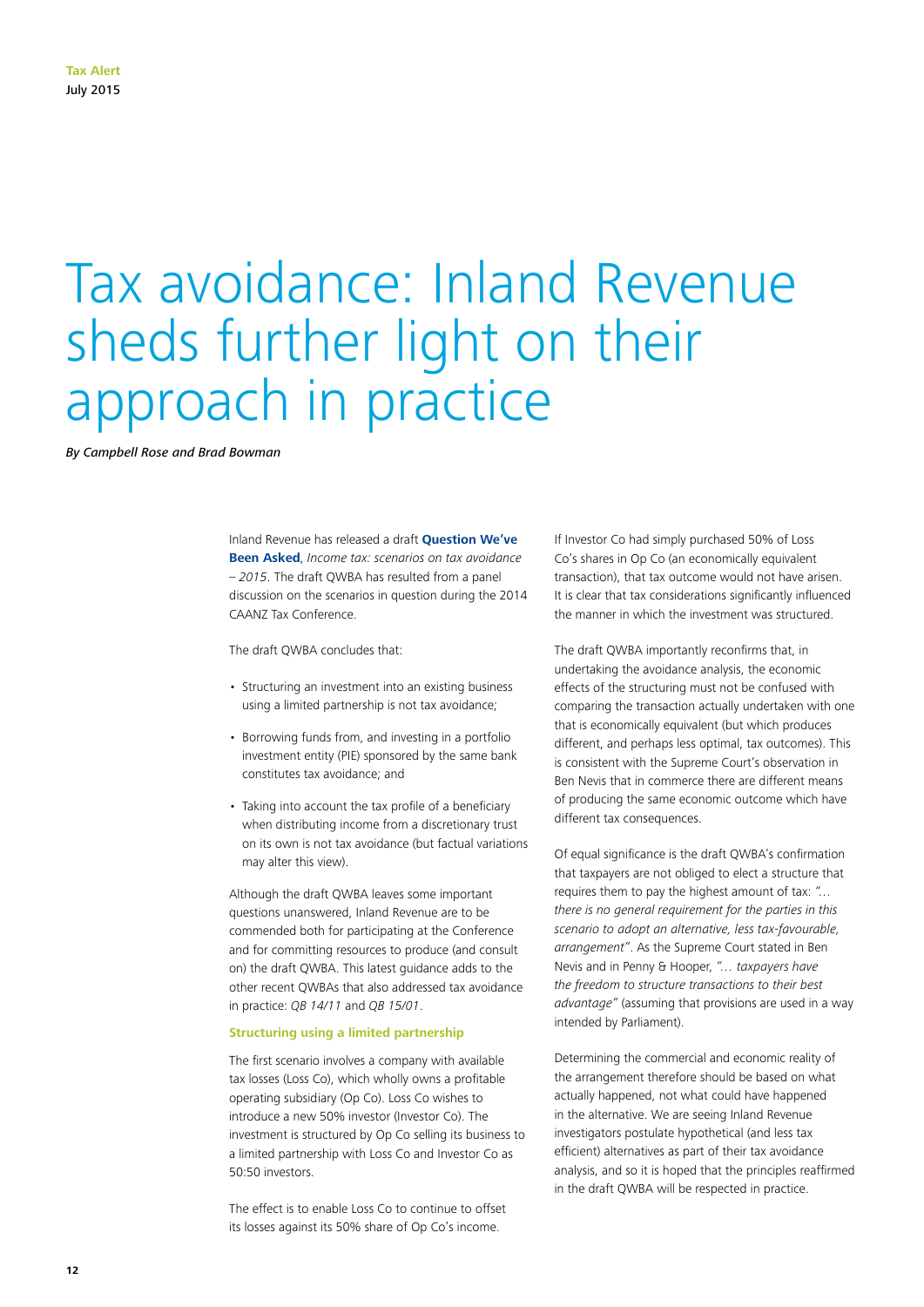# Tax avoidance: Inland Revenue sheds further light on their approach in practice

*By Campbell Rose and Brad Bowman*

Inland Revenue has released a draft **Question We've Been Asked**, *Income tax: scenarios on tax avoidance – 2015*. The draft QWBA has resulted from a panel discussion on the scenarios in question during the 2014 CAANZ Tax Conference.

The draft QWBA concludes that:

- Structuring an investment into an existing business using a limited partnership is not tax avoidance;
- Borrowing funds from, and investing in a portfolio investment entity (PIE) sponsored by the same bank constitutes tax avoidance; and
- Taking into account the tax profile of a beneficiary when distributing income from a discretionary trust on its own is not tax avoidance (but factual variations may alter this view).

Although the draft QWBA leaves some important questions unanswered, Inland Revenue are to be commended both for participating at the Conference and for committing resources to produce (and consult on) the draft QWBA. This latest guidance adds to the other recent QWBAs that also addressed tax avoidance in practice: *QB 14/11* and *QB 15/01*.

### Structuring using a limited partnership

The first scenario involves a company with available tax losses (Loss Co), which wholly owns a profitable operating subsidiary (Op Co). Loss Co wishes to introduce a new 50% investor (Investor Co). The investment is structured by Op Co selling its business to a limited partnership with Loss Co and Investor Co as 50:50 investors.

The effect is to enable Loss Co to continue to offset its losses against its 50% share of Op Co's income. If Investor Co had simply purchased 50% of Loss Co's shares in Op Co (an economically equivalent transaction), that tax outcome would not have arisen. It is clear that tax considerations significantly influenced the manner in which the investment was structured.

The draft QWBA importantly reconfirms that, in undertaking the avoidance analysis, the economic effects of the structuring must not be confused with comparing the transaction actually undertaken with one that is economically equivalent (but which produces different, and perhaps less optimal, tax outcomes). This is consistent with the Supreme Court's observation in Ben Nevis that in commerce there are different means of producing the same economic outcome which have different tax consequences.

Of equal significance is the draft QWBA's confirmation that taxpayers are not obliged to elect a structure that requires them to pay the highest amount of tax: *"… there is no general requirement for the parties in this scenario to adopt an alternative, less tax-favourable, arrangement"*. As the Supreme Court stated in Ben Nevis and in Penny & Hooper, *"… taxpayers have the freedom to structure transactions to their best advantage"* (assuming that provisions are used in a way intended by Parliament).

Determining the commercial and economic reality of the arrangement therefore should be based on what actually happened, not what could have happened in the alternative. We are seeing Inland Revenue investigators postulate hypothetical (and less tax efficient) alternatives as part of their tax avoidance analysis, and so it is hoped that the principles reaffirmed in the draft QWBA will be respected in practice.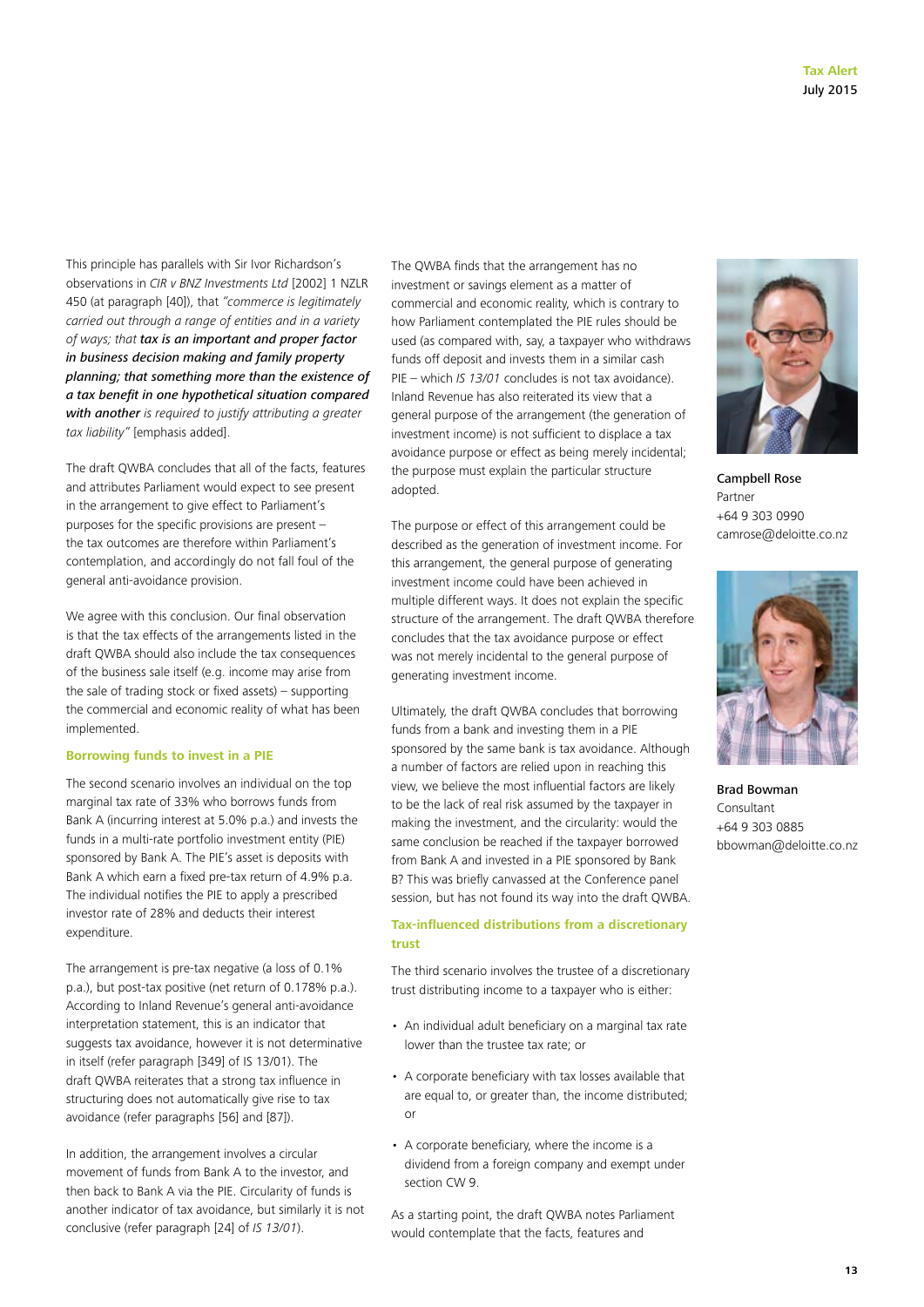This principle has parallels with Sir Ivor Richardson's observations in *CIR v BNZ Investments Ltd* [2002] 1 NZLR 450 (at paragraph [40]), that *"commerce is legitimately carried out through a range of entities and in a variety of ways; that* ***tax is an important and proper factor in business decision making and family property planning; that something more than the existence of a tax benefit in one hypothetical situation compared with another*** *is required to justify attributing a greater tax liability"* [emphasis added].

The draft QWBA concludes that all of the facts, features and attributes Parliament would expect to see present in the arrangement to give effect to Parliament's purposes for the specific provisions are present – the tax outcomes are therefore within Parliament's contemplation, and accordingly do not fall foul of the general anti-avoidance provision.

We agree with this conclusion. Our final observation is that the tax effects of the arrangements listed in the draft QWBA should also include the tax consequences of the business sale itself (e.g. income may arise from the sale of trading stock or fixed assets) – supporting the commercial and economic reality of what has been implemented.

### Borrowing funds to invest in a PIE

The second scenario involves an individual on the top marginal tax rate of 33% who borrows funds from Bank A (incurring interest at 5.0% p.a.) and invests the funds in a multi-rate portfolio investment entity (PIE) sponsored by Bank A. The PIE's asset is deposits with Bank A which earn a fixed pre-tax return of 4.9% p.a. The individual notifies the PIE to apply a prescribed investor rate of 28% and deducts their interest expenditure.

The arrangement is pre-tax negative (a loss of 0.1% p.a.), but post-tax positive (net return of 0.178% p.a.). According to Inland Revenue's general anti-avoidance interpretation statement, this is an indicator that suggests tax avoidance, however it is not determinative in itself (refer paragraph [349] of IS 13/01). The draft QWBA reiterates that a strong tax influence in structuring does not automatically give rise to tax avoidance (refer paragraphs [56] and [87]).

In addition, the arrangement involves a circular movement of funds from Bank A to the investor, and then back to Bank A via the PIE. Circularity of funds is another indicator of tax avoidance, but similarly it is not conclusive (refer paragraph [24] of *IS 13/01*).

The QWBA finds that the arrangement has no investment or savings element as a matter of commercial and economic reality, which is contrary to how Parliament contemplated the PIE rules should be used (as compared with, say, a taxpayer who withdraws funds off deposit and invests them in a similar cash PIE – which *IS 13/01* concludes is not tax avoidance). Inland Revenue has also reiterated its view that a general purpose of the arrangement (the generation of investment income) is not sufficient to displace a tax avoidance purpose or effect as being merely incidental; the purpose must explain the particular structure adopted.

The purpose or effect of this arrangement could be described as the generation of investment income. For this arrangement, the general purpose of generating investment income could have been achieved in multiple different ways. It does not explain the specific structure of the arrangement. The draft QWBA therefore concludes that the tax avoidance purpose or effect was not merely incidental to the general purpose of generating investment income.

Ultimately, the draft QWBA concludes that borrowing funds from a bank and investing them in a PIE sponsored by the same bank is tax avoidance. Although a number of factors are relied upon in reaching this view, we believe the most influential factors are likely to be the lack of real risk assumed by the taxpayer in making the investment, and the circularity: would the same conclusion be reached if the taxpayer borrowed from Bank A and invested in a PIE sponsored by Bank B? This was briefly canvassed at the Conference panel session, but has not found its way into the draft QWBA.

### Tax-influenced distributions from a discretionary trust

The third scenario involves the trustee of a discretionary trust distributing income to a taxpayer who is either:

- An individual adult beneficiary on a marginal tax rate lower than the trustee tax rate; or
- A corporate beneficiary with tax losses available that are equal to, or greater than, the income distributed; or
- A corporate beneficiary, where the income is a dividend from a foreign company and exempt under section CW 9.

As a starting point, the draft QWBA notes Parliament would contemplate that the facts, features and

Campbell Rose
Partner
+64 9 303 0990
camrose@deloitte.co.nz

Brad Bowman
Consultant
+64 9 303 0885
bbowman@deloitte.co.nz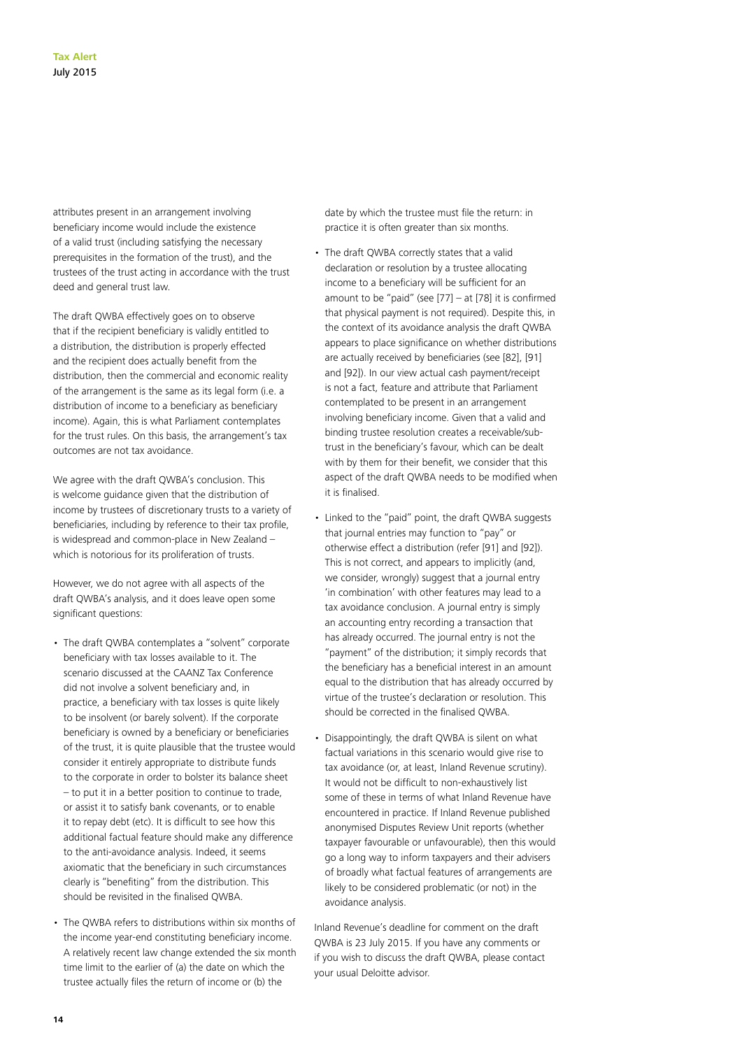attributes present in an arrangement involving beneficiary income would include the existence of a valid trust (including satisfying the necessary prerequisites in the formation of the trust), and the trustees of the trust acting in accordance with the trust deed and general trust law.

The draft QWBA effectively goes on to observe that if the recipient beneficiary is validly entitled to a distribution, the distribution is properly effected and the recipient does actually benefit from the distribution, then the commercial and economic reality of the arrangement is the same as its legal form (i.e. a distribution of income to a beneficiary as beneficiary income). Again, this is what Parliament contemplates for the trust rules. On this basis, the arrangement's tax outcomes are not tax avoidance.

We agree with the draft QWBA's conclusion. This is welcome guidance given that the distribution of income by trustees of discretionary trusts to a variety of beneficiaries, including by reference to their tax profile, is widespread and common-place in New Zealand – which is notorious for its proliferation of trusts.

However, we do not agree with all aspects of the draft QWBA's analysis, and it does leave open some significant questions:

- The draft QWBA contemplates a "solvent" corporate beneficiary with tax losses available to it. The scenario discussed at the CAANZ Tax Conference did not involve a solvent beneficiary and, in practice, a beneficiary with tax losses is quite likely to be insolvent (or barely solvent). If the corporate beneficiary is owned by a beneficiary or beneficiaries of the trust, it is quite plausible that the trustee would consider it entirely appropriate to distribute funds to the corporate in order to bolster its balance sheet – to put it in a better position to continue to trade, or assist it to satisfy bank covenants, or to enable it to repay debt (etc). It is difficult to see how this additional factual feature should make any difference to the anti-avoidance analysis. Indeed, it seems axiomatic that the beneficiary in such circumstances clearly is "benefiting" from the distribution. This should be revisited in the finalised QWBA.
- The QWBA refers to distributions within six months of the income year-end constituting beneficiary income. A relatively recent law change extended the six month time limit to the earlier of (a) the date on which the trustee actually files the return of income or (b) the date by which the trustee must file the return: in practice it is often greater than six months.
- The draft QWBA correctly states that a valid declaration or resolution by a trustee allocating income to a beneficiary will be sufficient for an amount to be "paid" (see [77] – at [78] it is confirmed that physical payment is not required). Despite this, in the context of its avoidance analysis the draft QWBA appears to place significance on whether distributions are actually received by beneficiaries (see [82], [91] and [92]). In our view actual cash payment/receipt is not a fact, feature and attribute that Parliament contemplated to be present in an arrangement involving beneficiary income. Given that a valid and binding trustee resolution creates a receivable/sub-trust in the beneficiary's favour, which can be dealt with by them for their benefit, we consider that this aspect of the draft QWBA needs to be modified when it is finalised.
- Linked to the "paid" point, the draft QWBA suggests that journal entries may function to "pay" or otherwise effect a distribution (refer [91] and [92]). This is not correct, and appears to implicitly (and, we consider, wrongly) suggest that a journal entry 'in combination' with other features may lead to a tax avoidance conclusion. A journal entry is simply an accounting entry recording a transaction that has already occurred. The journal entry is not the "payment" of the distribution; it simply records that the beneficiary has a beneficial interest in an amount equal to the distribution that has already occurred by virtue of the trustee's declaration or resolution. This should be corrected in the finalised QWBA.
- Disappointingly, the draft QWBA is silent on what factual variations in this scenario would give rise to tax avoidance (or, at least, Inland Revenue scrutiny). It would not be difficult to non-exhaustively list some of these in terms of what Inland Revenue have encountered in practice. If Inland Revenue published anonymised Disputes Review Unit reports (whether taxpayer favourable or unfavourable), then this would go a long way to inform taxpayers and their advisers of broadly what factual features of arrangements are likely to be considered problematic (or not) in the avoidance analysis.

Inland Revenue's deadline for comment on the draft QWBA is 23 July 2015. If you have any comments or if you wish to discuss the draft QWBA, please contact your usual Deloitte advisor.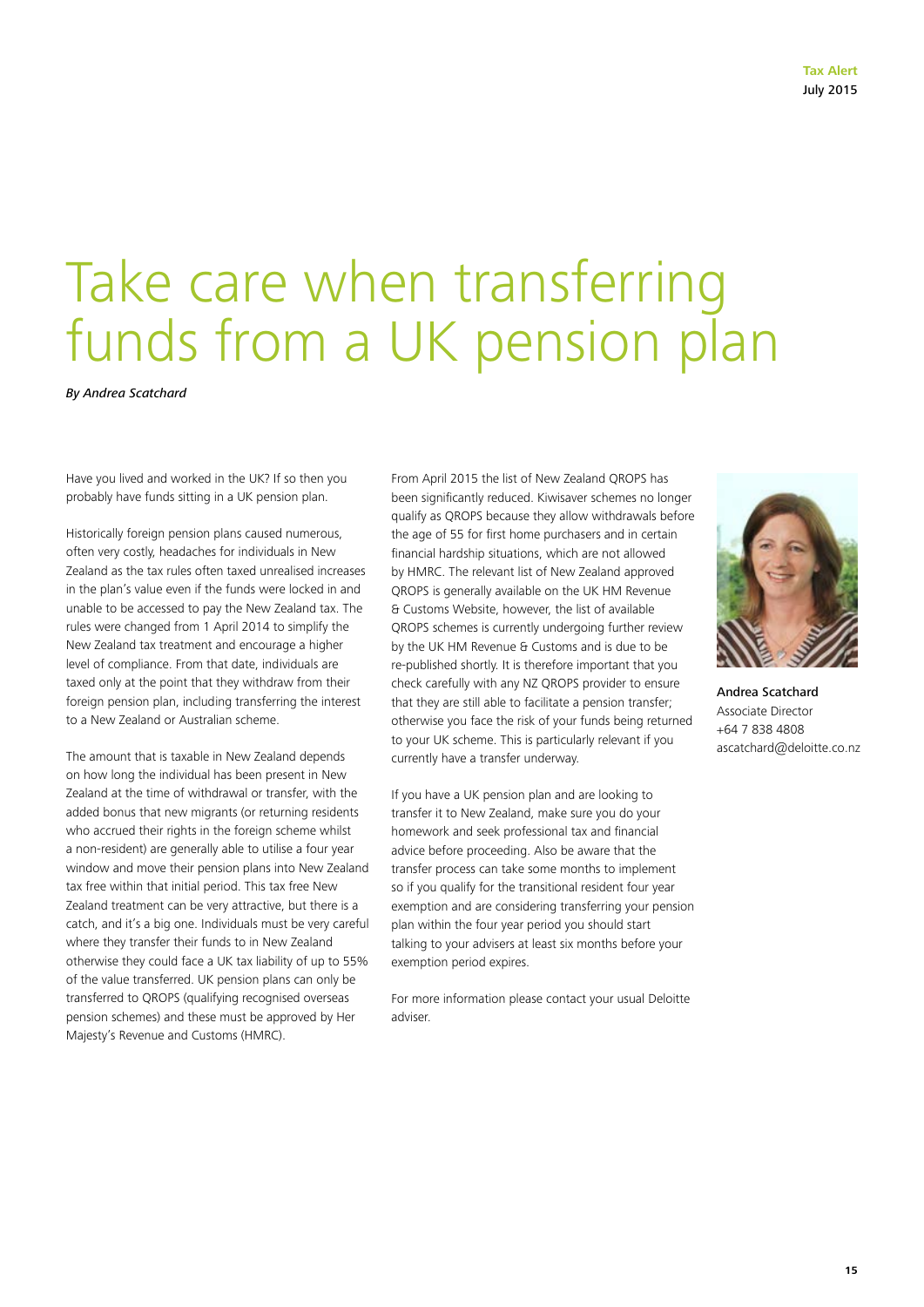# Take care when transferring funds from a UK pension plan

*By Andrea Scatchard*

Have you lived and worked in the UK? If so then you probably have funds sitting in a UK pension plan.

Historically foreign pension plans caused numerous, often very costly, headaches for individuals in New Zealand as the tax rules often taxed unrealised increases in the plan's value even if the funds were locked in and unable to be accessed to pay the New Zealand tax. The rules were changed from 1 April 2014 to simplify the New Zealand tax treatment and encourage a higher level of compliance. From that date, individuals are taxed only at the point that they withdraw from their foreign pension plan, including transferring the interest to a New Zealand or Australian scheme.

The amount that is taxable in New Zealand depends on how long the individual has been present in New Zealand at the time of withdrawal or transfer, with the added bonus that new migrants (or returning residents who accrued their rights in the foreign scheme whilst a non-resident) are generally able to utilise a four year window and move their pension plans into New Zealand tax free within that initial period. This tax free New Zealand treatment can be very attractive, but there is a catch, and it's a big one. Individuals must be very careful where they transfer their funds to in New Zealand otherwise they could face a UK tax liability of up to 55% of the value transferred. UK pension plans can only be transferred to QROPS (qualifying recognised overseas pension schemes) and these must be approved by Her Majesty's Revenue and Customs (HMRC).

From April 2015 the list of New Zealand QROPS has been significantly reduced. Kiwisaver schemes no longer qualify as QROPS because they allow withdrawals before the age of 55 for first home purchasers and in certain financial hardship situations, which are not allowed by HMRC. The relevant list of New Zealand approved QROPS is generally available on the UK HM Revenue & Customs Website, however, the list of available QROPS schemes is currently undergoing further review by the UK HM Revenue & Customs and is due to be re-published shortly. It is therefore important that you check carefully with any NZ QROPS provider to ensure that they are still able to facilitate a pension transfer; otherwise you face the risk of your funds being returned to your UK scheme. This is particularly relevant if you currently have a transfer underway.

If you have a UK pension plan and are looking to transfer it to New Zealand, make sure you do your homework and seek professional tax and financial advice before proceeding. Also be aware that the transfer process can take some months to implement so if you qualify for the transitional resident four year exemption and are considering transferring your pension plan within the four year period you should start talking to your advisers at least six months before your exemption period expires.

For more information please contact your usual Deloitte adviser.

**Andrea Scatchard**
Associate Director
+64 7 838 4808
ascatchard@deloitte.co.nz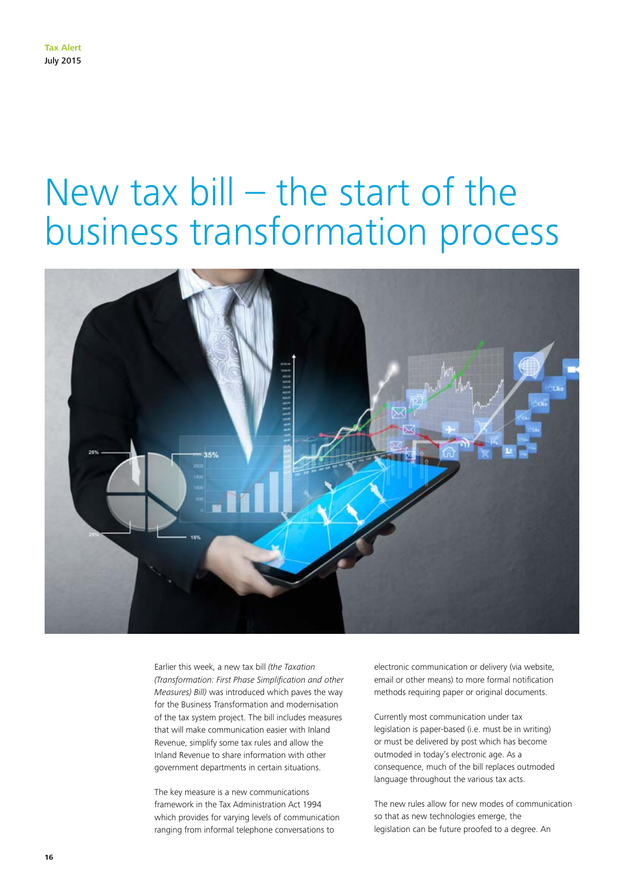# New tax bill – the start of the business transformation process

Earlier this week, a new tax bill *(the Taxation (Transformation: First Phase Simplification and other Measures) Bill)* was introduced which paves the way for the Business Transformation and modernisation of the tax system project. The bill includes measures that will make communication easier with Inland Revenue, simplify some tax rules and allow the Inland Revenue to share information with other government departments in certain situations.

The key measure is a new communications framework in the Tax Administration Act 1994 which provides for varying levels of communication ranging from informal telephone conversations to electronic communication or delivery (via website, email or other means) to more formal notification methods requiring paper or original documents.

Currently most communication under tax legislation is paper-based (i.e. must be in writing) or must be delivered by post which has become outmoded in today's electronic age. As a consequence, much of the bill replaces outmoded language throughout the various tax acts.

The new rules allow for new modes of communication so that as new technologies emerge, the legislation can be future proofed to a degree. An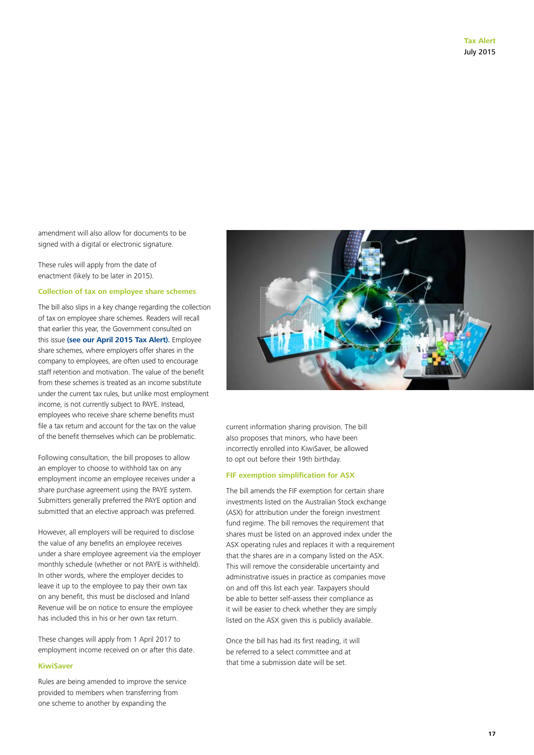amendment will also allow for documents to be signed with a digital or electronic signature.

These rules will apply from the date of enactment (likely to be later in 2015).

### Collection of tax on employee share schemes

The bill also slips in a key change regarding the collection of tax on employee share schemes. Readers will recall that earlier this year, the Government consulted on this issue **(see our April 2015 Tax Alert).** Employee share schemes, where employers offer shares in the company to employees, are often used to encourage staff retention and motivation. The value of the benefit from these schemes is treated as an income substitute under the current tax rules, but unlike most employment income, is not currently subject to PAYE. Instead, employees who receive share scheme benefits must file a tax return and account for the tax on the value of the benefit themselves which can be problematic.

Following consultation, the bill proposes to allow an employer to choose to withhold tax on any employment income an employee receives under a share purchase agreement using the PAYE system. Submitters generally preferred the PAYE option and submitted that an elective approach was preferred.

However, all employers will be required to disclose the value of any benefits an employee receives under a share employee agreement via the employer monthly schedule (whether or not PAYE is withheld). In other words, where the employer decides to leave it up to the employee to pay their own tax on any benefit, this must be disclosed and Inland Revenue will be on notice to ensure the employee has included this in his or her own tax return.

These changes will apply from 1 April 2017 to employment income received on or after this date.

### KiwiSaver

Rules are being amended to improve the service provided to members when transferring from one scheme to another by expanding the current information sharing provision. The bill also proposes that minors, who have been incorrectly enrolled into KiwiSaver, be allowed to opt out before their 19th birthday.

### FIF exemption simplification for ASX

The bill amends the FIF exemption for certain share investments listed on the Australian Stock exchange (ASX) for attribution under the foreign investment fund regime. The bill removes the requirement that shares must be listed on an approved index under the ASX operating rules and replaces it with a requirement that the shares are in a company listed on the ASX. This will remove the considerable uncertainty and administrative issues in practice as companies move on and off this list each year. Taxpayers should be able to better self-assess their compliance as it will be easier to check whether they are simply listed on the ASX given this is publicly available.

Once the bill has had its first reading, it will be referred to a select committee and at that time a submission date will be set.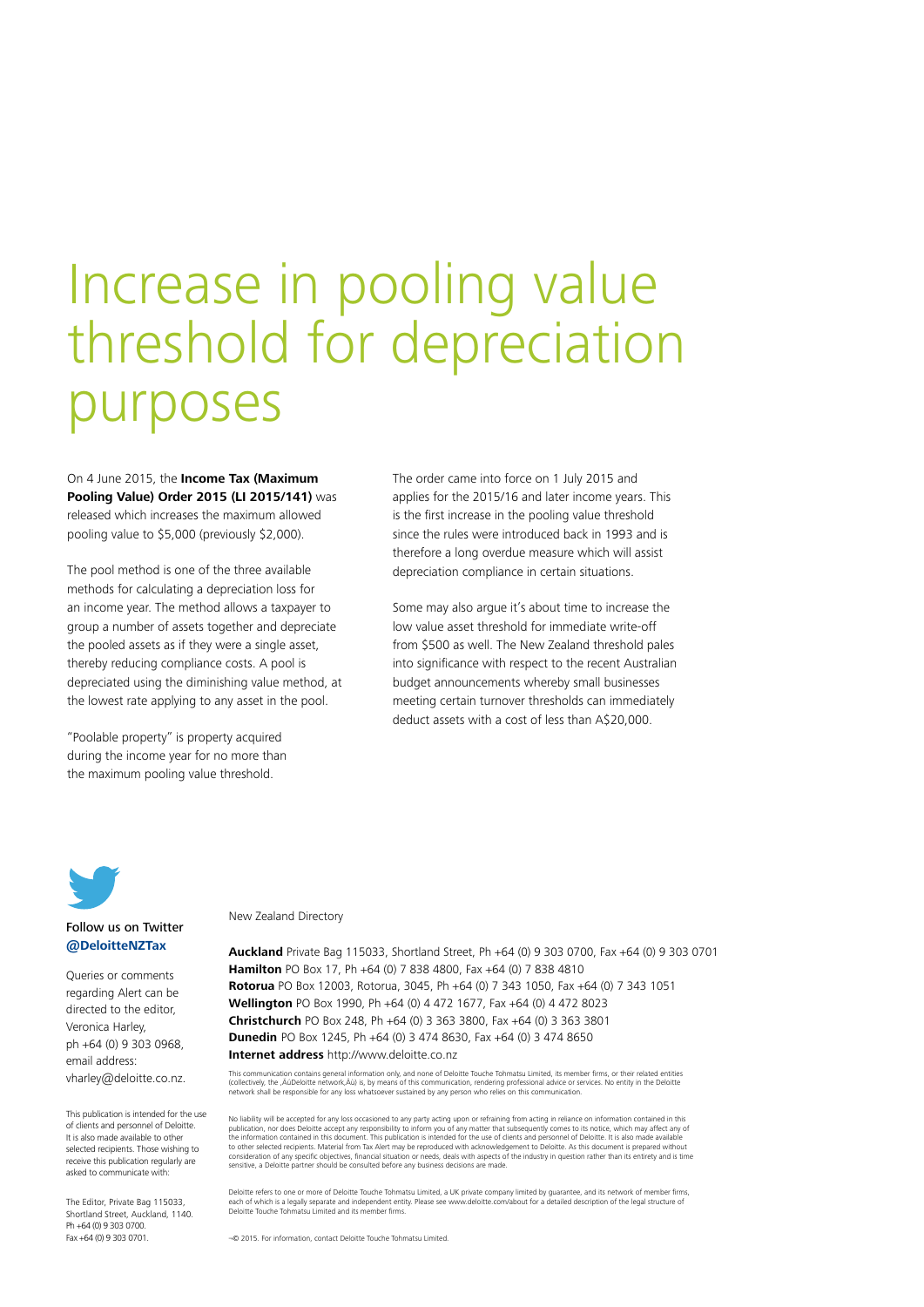# Increase in pooling value threshold for depreciation purposes

On 4 June 2015, the **Income Tax (Maximum Pooling Value) Order 2015 (LI 2015/141)** was released which increases the maximum allowed pooling value to $5,000 (previously $2,000).

The pool method is one of the three available methods for calculating a depreciation loss for an income year. The method allows a taxpayer to group a number of assets together and depreciate the pooled assets as if they were a single asset, thereby reducing compliance costs. A pool is depreciated using the diminishing value method, at the lowest rate applying to any asset in the pool.

"Poolable property" is property acquired during the income year for no more than the maximum pooling value threshold.

The order came into force on 1 July 2015 and applies for the 2015/16 and later income years. This is the first increase in the pooling value threshold since the rules were introduced back in 1993 and is therefore a long overdue measure which will assist depreciation compliance in certain situations.

Some may also argue it's about time to increase the low value asset threshold for immediate write-off from $500 as well. The New Zealand threshold pales into significance with respect to the recent Australian budget announcements whereby small businesses meeting certain turnover thresholds can immediately deduct assets with a cost of less than A$20,000.

Follow us on Twitter
**@DeloitteNZTax**

Queries or comments regarding Alert can be directed to the editor, Veronica Harley, ph +64 (0) 9 303 0968, email address: vharley@deloitte.co.nz.

This publication is intended for the use of clients and personnel of Deloitte. It is also made available to other selected recipients. Those wishing to receive this publication regularly are asked to communicate with:

The Editor, Private Bag 115033, Shortland Street, Auckland, 1140.
Ph +64 (0) 9 303 0700.
Fax +64 (0) 9 303 0701.

New Zealand Directory

**Auckland** Private Bag 115033, Shortland Street, Ph +64 (0) 9 303 0700, Fax +64 (0) 9 303 0701
**Hamilton** PO Box 17, Ph +64 (0) 7 838 4800, Fax +64 (0) 7 838 4810
**Rotorua** PO Box 12003, Rotorua, 3045, Ph +64 (0) 7 343 1050, Fax +64 (0) 7 343 1051
**Wellington** PO Box 1990, Ph +64 (0) 4 472 1677, Fax +64 (0) 4 472 8023
**Christchurch** PO Box 248, Ph +64 (0) 3 363 3800, Fax +64 (0) 3 363 3801
**Dunedin** PO Box 1245, Ph +64 (0) 3 474 8630, Fax +64 (0) 3 474 8650
**Internet address** http://www.deloitte.co.nz

This communication contains general information only, and none of Deloitte Touche Tohmatsu Limited, its member firms, or their related entities (collectively, the ‚ÄúDeloitte network‚Äù) is, by means of this communication, rendering professional advice or services. No entity in the Deloitte network shall be responsible for any loss whatsoever sustained by any person who relies on this communication.

No liability will be accepted for any loss occasioned to any party acting upon or refraining from acting in reliance on information contained in this publication, nor does Deloitte accept any responsibility to inform you of any matter that subsequently comes to its notice, which may affect any of the information contained in this document. This publication is intended for the use of clients and personnel of Deloitte. It is also made available to other selected recipients. Material from Tax Alert may be reproduced with acknowledgement to Deloitte. As this document is prepared without consideration of any specific objectives, financial situation or needs, deals with aspects of the industry in question rather than its entirety and is time sensitive, a Deloitte partner should be consulted before any business decisions are made.

Deloitte refers to one or more of Deloitte Touche Tohmatsu Limited, a UK private company limited by guarantee, and its network of member firms, each of which is a legally separate and independent entity. Please see www.deloitte.com/about for a detailed description of the legal structure of Deloitte Touche Tohmatsu Limited and its member firms.

¬© 2015. For information, contact Deloitte Touche Tohmatsu Limited.